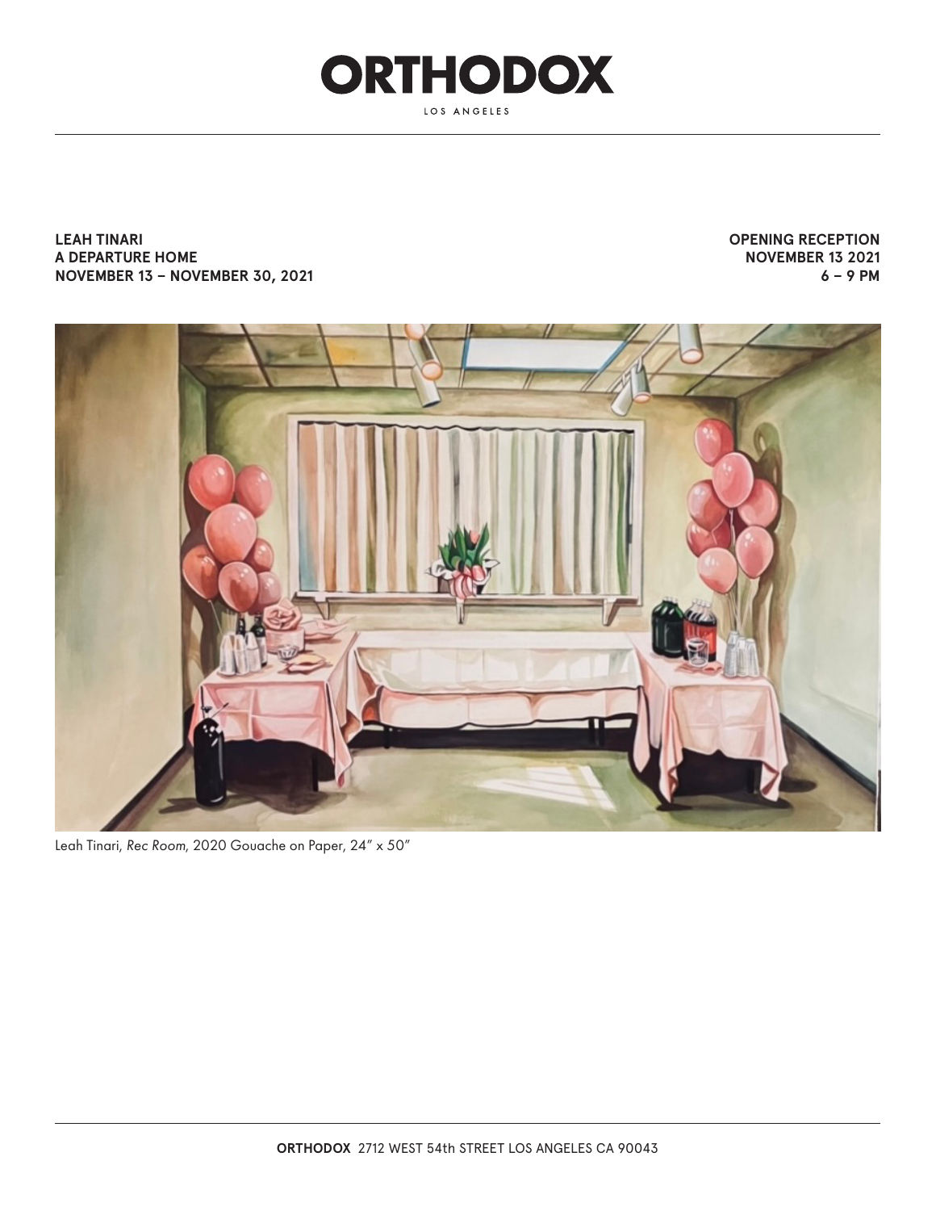# ORTHODOX

LOS ANGELES

**LEAH TINARI**
**A DEPARTURE HOME**
**NOVEMBER 13 – NOVEMBER 30, 2021**

**OPENING RECEPTION**
**NOVEMBER 13 2021**
**6 – 9 PM**

Leah Tinari, *Rec Room*, 2020 Gouache on Paper, 24" x 50"

**ORTHODOX** 2712 WEST 54th STREET LOS ANGELES CA 90043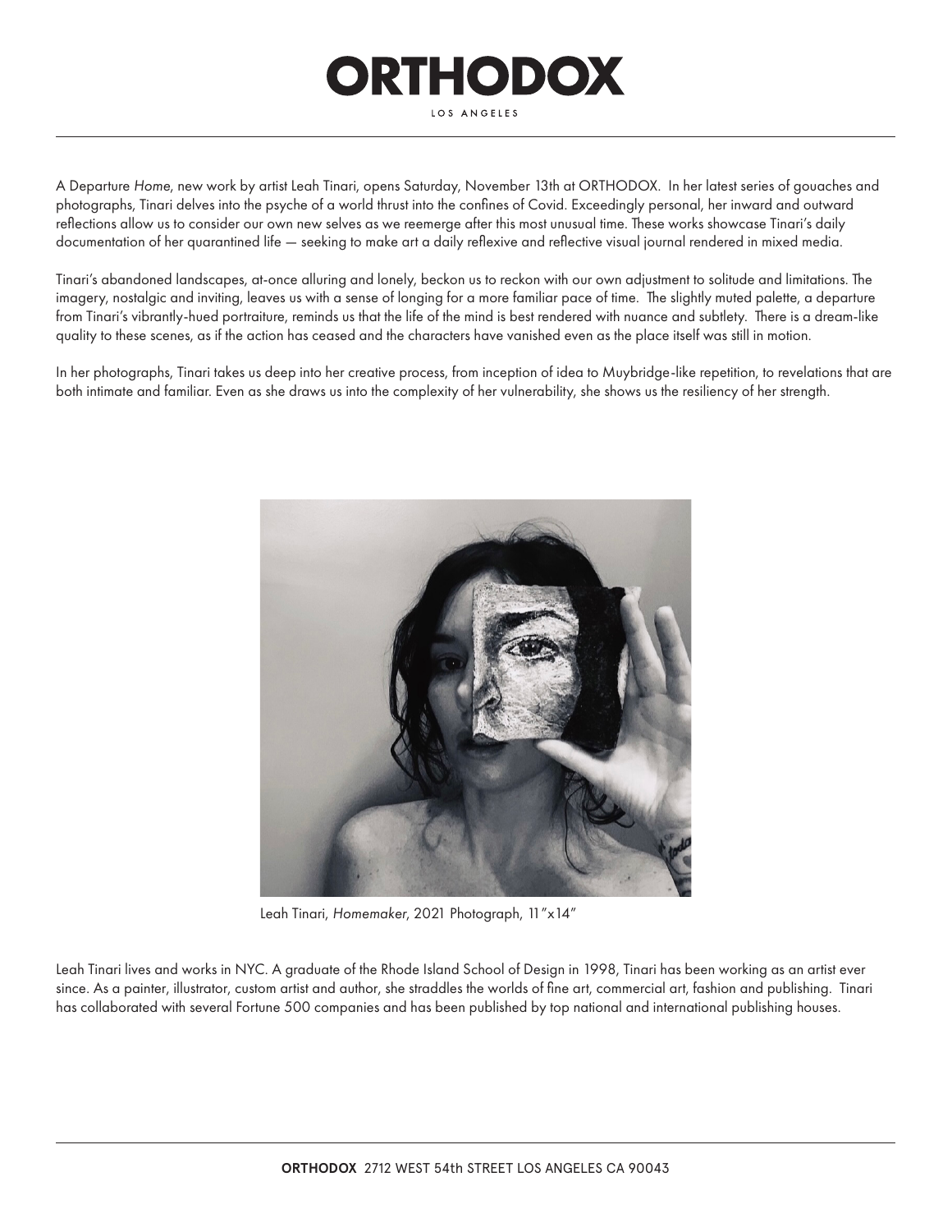# ORTHODOX

LOS ANGELES

A Departure *Home*, new work by artist Leah Tinari, opens Saturday, November 13th at ORTHODOX. In her latest series of gouaches and photographs, Tinari delves into the psyche of a world thrust into the confines of Covid. Exceedingly personal, her inward and outward reflections allow us to consider our own new selves as we reemerge after this most unusual time. These works showcase Tinari's daily documentation of her quarantined life — seeking to make art a daily reflexive and reflective visual journal rendered in mixed media.

Tinari's abandoned landscapes, at-once alluring and lonely, beckon us to reckon with our own adjustment to solitude and limitations. The imagery, nostalgic and inviting, leaves us with a sense of longing for a more familiar pace of time. The slightly muted palette, a departure from Tinari's vibrantly-hued portraiture, reminds us that the life of the mind is best rendered with nuance and subtlety. There is a dream-like quality to these scenes, as if the action has ceased and the characters have vanished even as the place itself was still in motion.

In her photographs, Tinari takes us deep into her creative process, from inception of idea to Muybridge-like repetition, to revelations that are both intimate and familiar. Even as she draws us into the complexity of her vulnerability, she shows us the resiliency of her strength.

Leah Tinari, *Homemaker*, 2021 Photograph, 11"x14"

Leah Tinari lives and works in NYC. A graduate of the Rhode Island School of Design in 1998, Tinari has been working as an artist ever since. As a painter, illustrator, custom artist and author, she straddles the worlds of fine art, commercial art, fashion and publishing. Tinari has collaborated with several Fortune 500 companies and has been published by top national and international publishing houses.

**ORTHODOX** 2712 WEST 54th STREET LOS ANGELES CA 90043